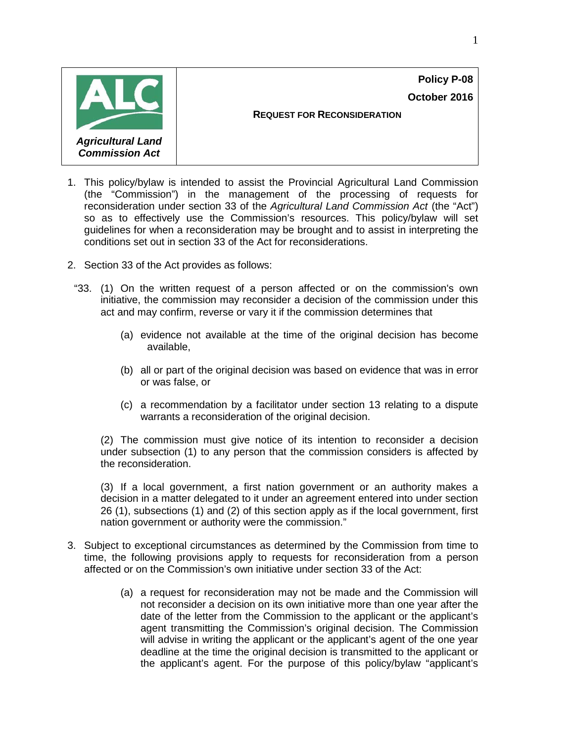| ALC *Agricultural Land Commission Act* | **Policy P-08** **October 2016** **REQUEST FOR RECONSIDERATION** |
|---|---|

1. This policy/bylaw is intended to assist the Provincial Agricultural Land Commission (the "Commission") in the management of the processing of requests for reconsideration under section 33 of the *Agricultural Land Commission Act* (the "Act") so as to effectively use the Commission's resources. This policy/bylaw will set guidelines for when a reconsideration may be brought and to assist in interpreting the conditions set out in section 33 of the Act for reconsiderations.

2. Section 33 of the Act provides as follows:

   "33. (1) On the written request of a person affected or on the commission's own initiative, the commission may reconsider a decision of the commission under this act and may confirm, reverse or vary it if the commission determines that

   (a) evidence not available at the time of the original decision has become available,

   (b) all or part of the original decision was based on evidence that was in error or was false, or

   (c) a recommendation by a facilitator under section 13 relating to a dispute warrants a reconsideration of the original decision.

   (2) The commission must give notice of its intention to reconsider a decision under subsection (1) to any person that the commission considers is affected by the reconsideration.

   (3) If a local government, a first nation government or an authority makes a decision in a matter delegated to it under an agreement entered into under section 26 (1), subsections (1) and (2) of this section apply as if the local government, first nation government or authority were the commission."

3. Subject to exceptional circumstances as determined by the Commission from time to time, the following provisions apply to requests for reconsideration from a person affected or on the Commission's own initiative under section 33 of the Act:

   (a) a request for reconsideration may not be made and the Commission will not reconsider a decision on its own initiative more than one year after the date of the letter from the Commission to the applicant or the applicant's agent transmitting the Commission's original decision. The Commission will advise in writing the applicant or the applicant's agent of the one year deadline at the time the original decision is transmitted to the applicant or the applicant's agent. For the purpose of this policy/bylaw "applicant's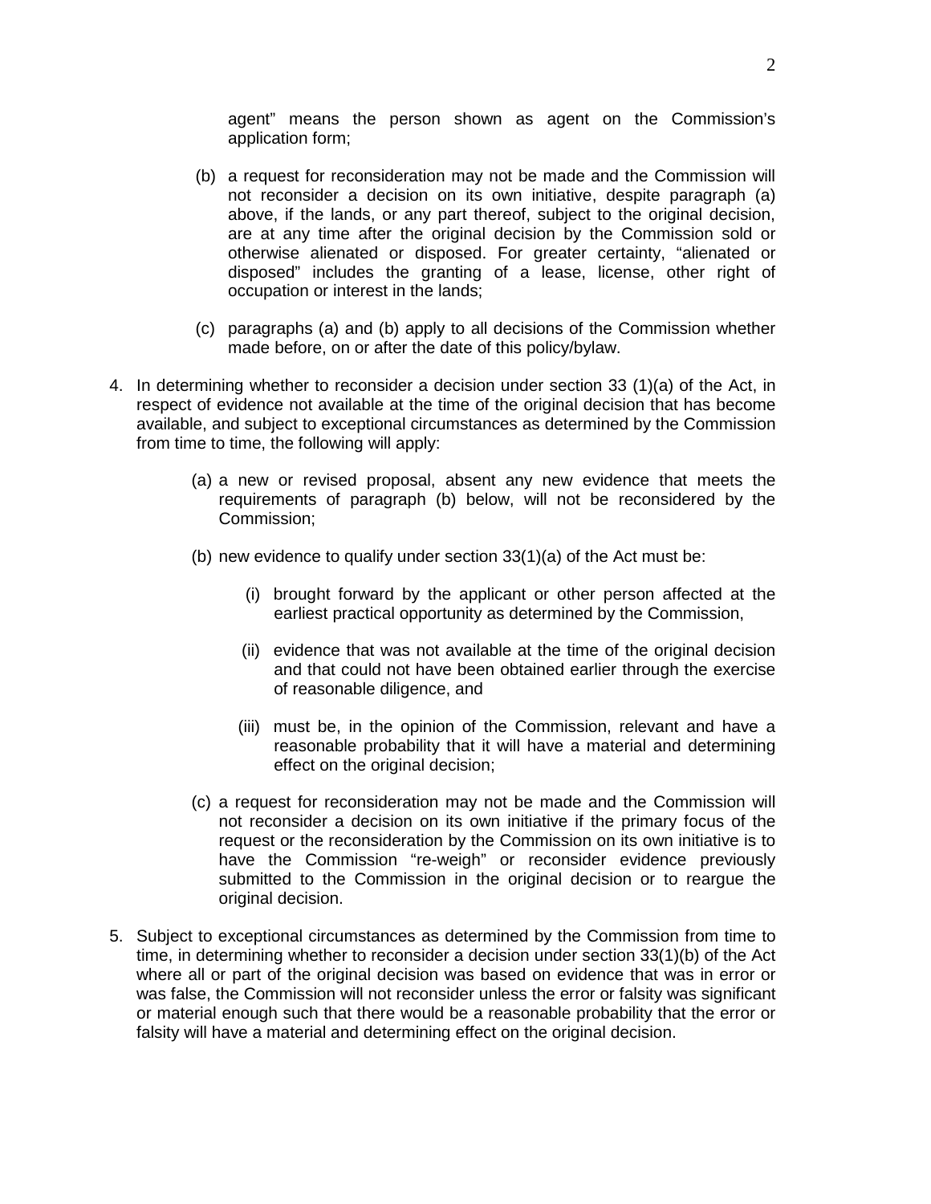agent" means the person shown as agent on the Commission's application form;

(b) a request for reconsideration may not be made and the Commission will not reconsider a decision on its own initiative, despite paragraph (a) above, if the lands, or any part thereof, subject to the original decision, are at any time after the original decision by the Commission sold or otherwise alienated or disposed. For greater certainty, "alienated or disposed" includes the granting of a lease, license, other right of occupation or interest in the lands;

(c) paragraphs (a) and (b) apply to all decisions of the Commission whether made before, on or after the date of this policy/bylaw.

4. In determining whether to reconsider a decision under section 33 (1)(a) of the Act, in respect of evidence not available at the time of the original decision that has become available, and subject to exceptional circumstances as determined by the Commission from time to time, the following will apply:

   (a) a new or revised proposal, absent any new evidence that meets the requirements of paragraph (b) below, will not be reconsidered by the Commission;

   (b) new evidence to qualify under section 33(1)(a) of the Act must be:

      (i) brought forward by the applicant or other person affected at the earliest practical opportunity as determined by the Commission,

      (ii) evidence that was not available at the time of the original decision and that could not have been obtained earlier through the exercise of reasonable diligence, and

      (iii) must be, in the opinion of the Commission, relevant and have a reasonable probability that it will have a material and determining effect on the original decision;

   (c) a request for reconsideration may not be made and the Commission will not reconsider a decision on its own initiative if the primary focus of the request or the reconsideration by the Commission on its own initiative is to have the Commission "re-weigh" or reconsider evidence previously submitted to the Commission in the original decision or to reargue the original decision.

5. Subject to exceptional circumstances as determined by the Commission from time to time, in determining whether to reconsider a decision under section 33(1)(b) of the Act where all or part of the original decision was based on evidence that was in error or was false, the Commission will not reconsider unless the error or falsity was significant or material enough such that there would be a reasonable probability that the error or falsity will have a material and determining effect on the original decision.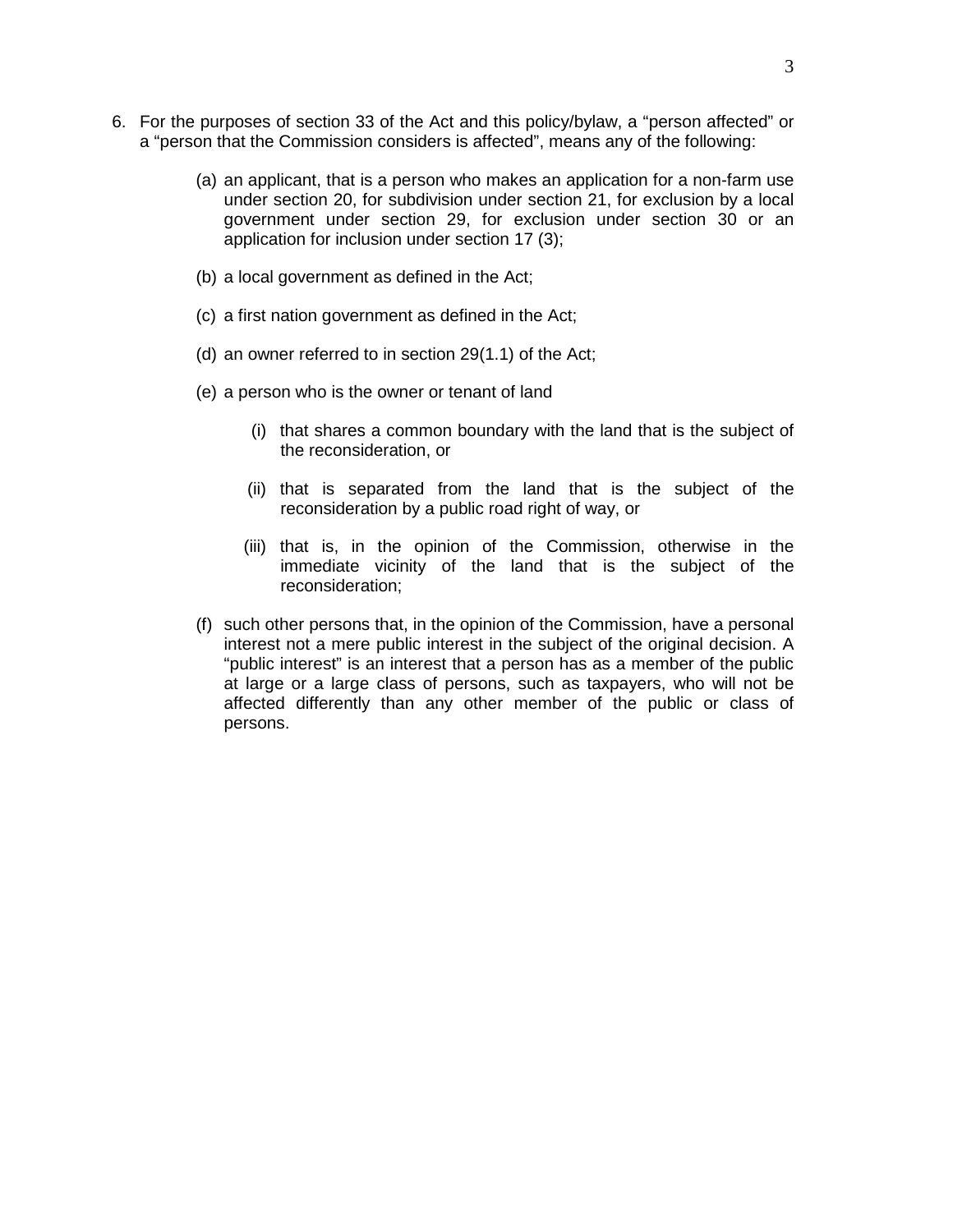6. For the purposes of section 33 of the Act and this policy/bylaw, a “person affected” or a “person that the Commission considers is affected”, means any of the following:

   (a) an applicant, that is a person who makes an application for a non-farm use under section 20, for subdivision under section 21, for exclusion by a local government under section 29, for exclusion under section 30 or an application for inclusion under section 17 (3);

   (b) a local government as defined in the Act;

   (c) a first nation government as defined in the Act;

   (d) an owner referred to in section 29(1.1) of the Act;

   (e) a person who is the owner or tenant of land

      (i) that shares a common boundary with the land that is the subject of the reconsideration, or

      (ii) that is separated from the land that is the subject of the reconsideration by a public road right of way, or

      (iii) that is, in the opinion of the Commission, otherwise in the immediate vicinity of the land that is the subject of the reconsideration;

   (f) such other persons that, in the opinion of the Commission, have a personal interest not a mere public interest in the subject of the original decision. A “public interest” is an interest that a person has as a member of the public at large or a large class of persons, such as taxpayers, who will not be affected differently than any other member of the public or class of persons.